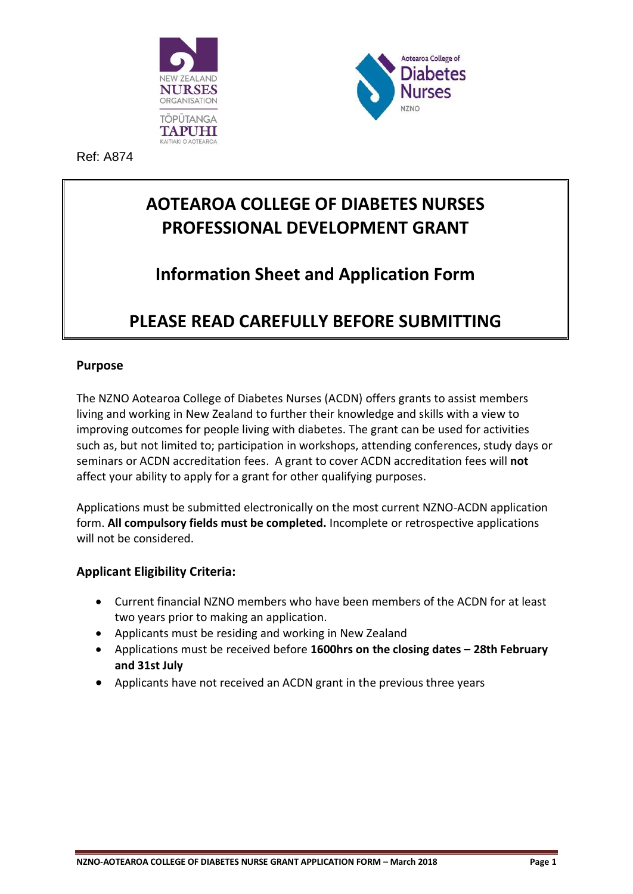Ref: A874

# AOTEAROA COLLEGE OF DIABETES NURSES PROFESSIONAL DEVELOPMENT GRANT

## Information Sheet and Application Form

## PLEASE READ CAREFULLY BEFORE SUBMITTING

**Purpose**

The NZNO Aotearoa College of Diabetes Nurses (ACDN) offers grants to assist members living and working in New Zealand to further their knowledge and skills with a view to improving outcomes for people living with diabetes. The grant can be used for activities such as, but not limited to; participation in workshops, attending conferences, study days or seminars or ACDN accreditation fees. A grant to cover ACDN accreditation fees will **not** affect your ability to apply for a grant for other qualifying purposes.

Applications must be submitted electronically on the most current NZNO-ACDN application form. **All compulsory fields must be completed.** Incomplete or retrospective applications will not be considered.

### Applicant Eligibility Criteria:

- Current financial NZNO members who have been members of the ACDN for at least two years prior to making an application.
- Applicants must be residing and working in New Zealand
- Applications must be received before **1600hrs on the closing dates – 28th February and 31st July**
- Applicants have not received an ACDN grant in the previous three years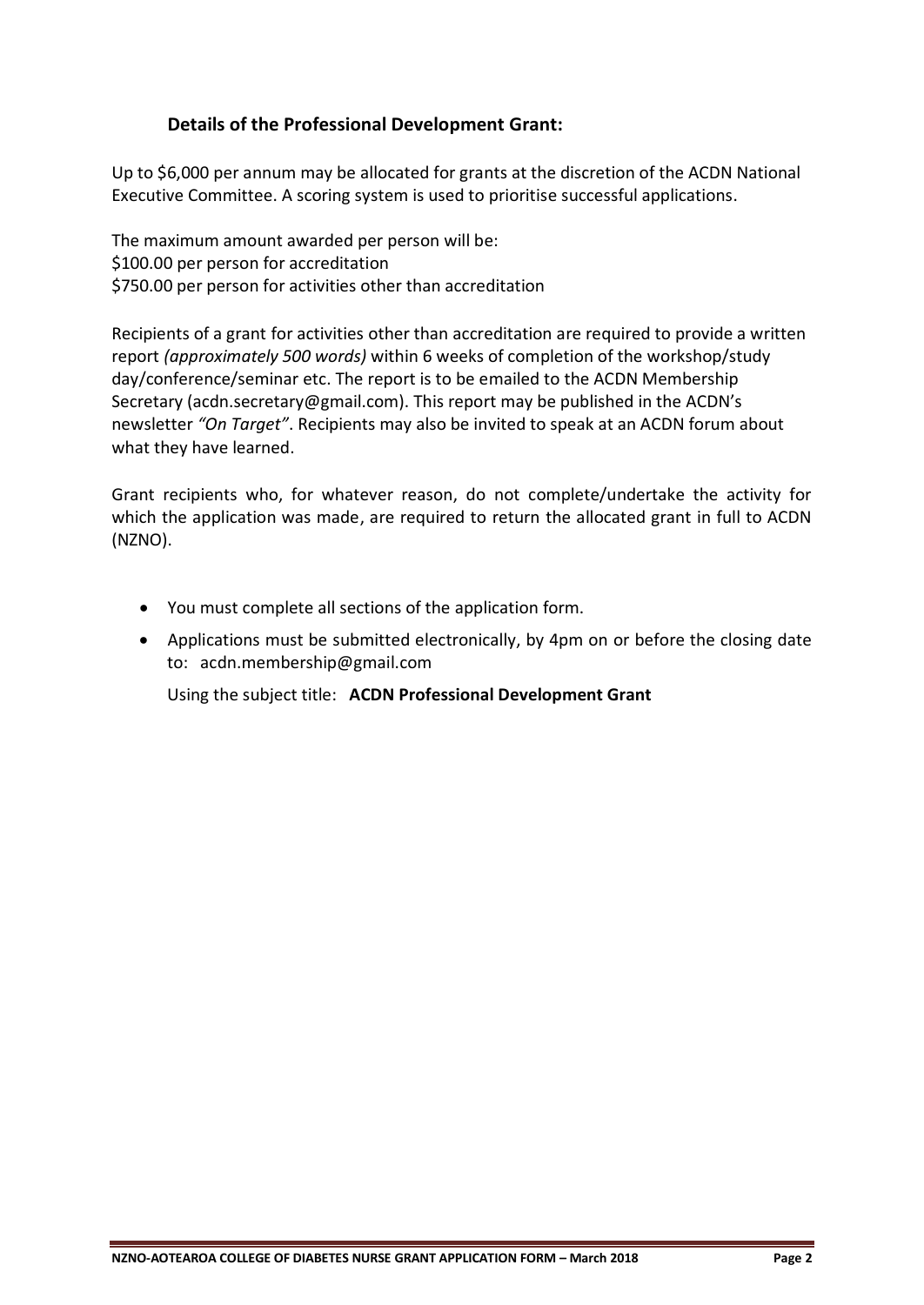## Details of the Professional Development Grant:

Up to $6,000 per annum may be allocated for grants at the discretion of the ACDN National Executive Committee. A scoring system is used to prioritise successful applications.

The maximum amount awarded per person will be:
$100.00 per person for accreditation
$750.00 per person for activities other than accreditation

Recipients of a grant for activities other than accreditation are required to provide a written report *(approximately 500 words)* within 6 weeks of completion of the workshop/study day/conference/seminar etc. The report is to be emailed to the ACDN Membership Secretary (acdn.secretary@gmail.com). This report may be published in the ACDN's newsletter *"On Target"*. Recipients may also be invited to speak at an ACDN forum about what they have learned.

Grant recipients who, for whatever reason, do not complete/undertake the activity for which the application was made, are required to return the allocated grant in full to ACDN (NZNO).

- You must complete all sections of the application form.
- Applications must be submitted electronically, by 4pm on or before the closing date to: acdn.membership@gmail.com

  Using the subject title: **ACDN Professional Development Grant**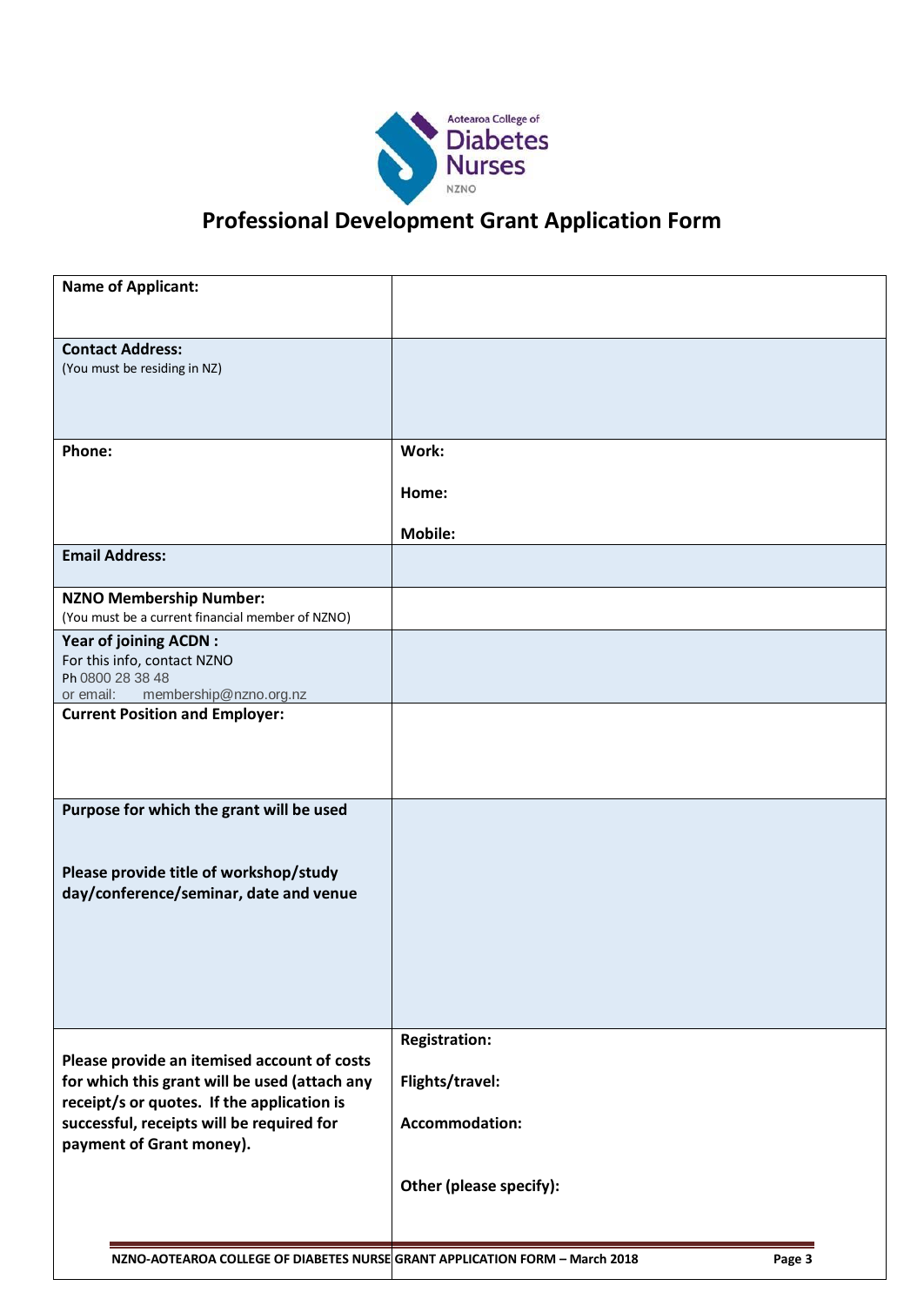Aotearoa College of Diabetes Nurses NZNO

# Professional Development Grant Application Form

| | |
|---|---|
| **Name of Applicant:** | |
| **Contact Address:** (You must be residing in NZ) | |
| **Phone:** | **Work:** <br> **Home:** <br> **Mobile:** |
| **Email Address:** | |
| **NZNO Membership Number:** (You must be a current financial member of NZNO) | |
| **Year of joining ACDN :** For this info, contact NZNO Ph 0800 28 38 48 or email: membership@nzno.org.nz | |
| **Current Position and Employer:** | |
| **Purpose for which the grant will be used** <br><br> **Please provide title of workshop/study day/conference/seminar, date and venue** | |
| **Please provide an itemised account of costs for which this grant will be used (attach any receipt/s or quotes. If the application is successful, receipts will be required for payment of Grant money).** | **Registration:** <br> **Flights/travel:** <br> **Accommodation:** <br> **Other (please specify):** |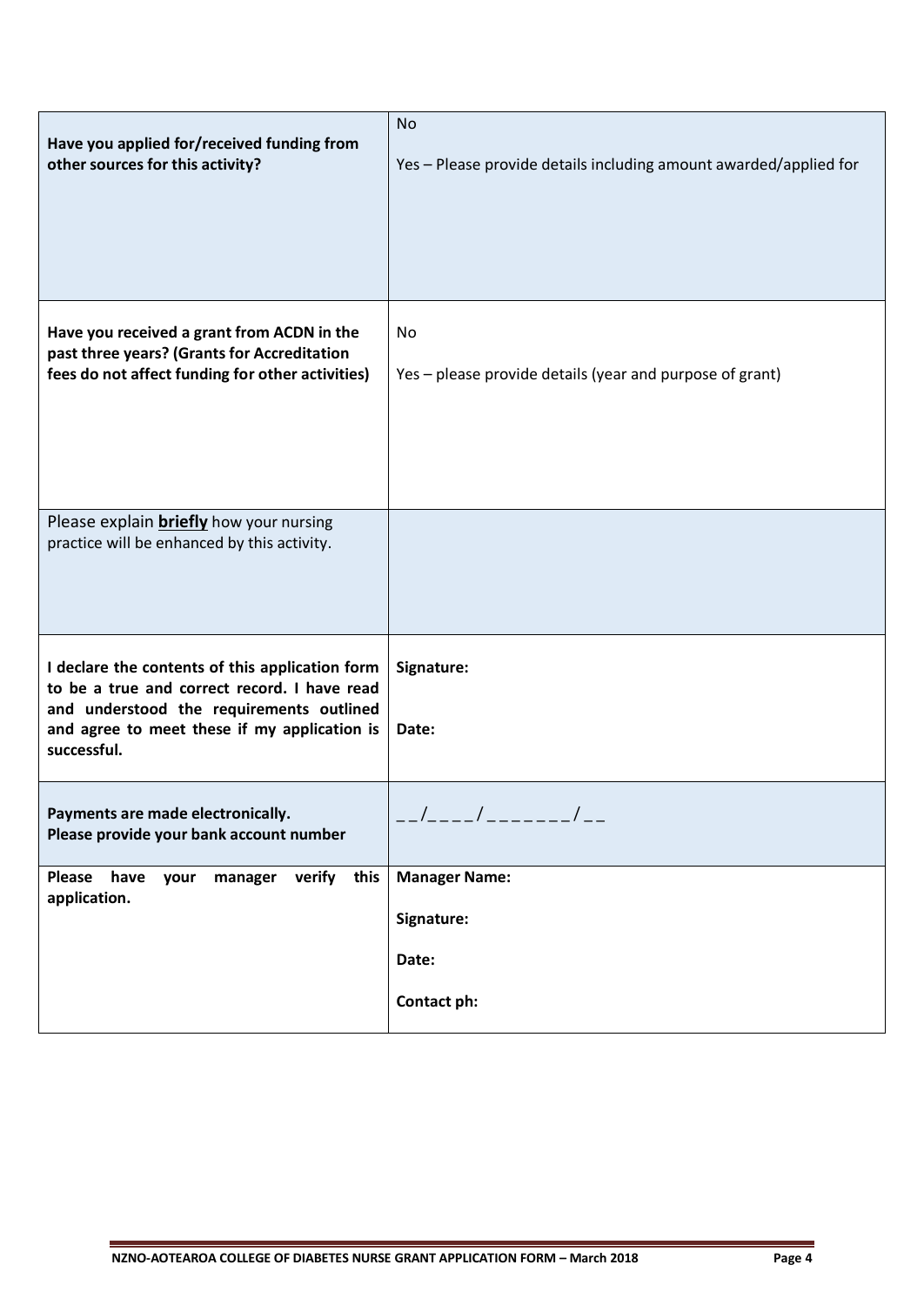| | |
|---|---|
| **Have you applied for/received funding from other sources for this activity?** | No<br><br>Yes – Please provide details including amount awarded/applied for |
| **Have you received a grant from ACDN in the past three years? (Grants for Accreditation fees do not affect funding for other activities)** | No<br><br>Yes – please provide details (year and purpose of grant) |
| Please explain **briefly** how your nursing practice will be enhanced by this activity. | |
| **I declare the contents of this application form to be a true and correct record. I have read and understood the requirements outlined and agree to meet these if my application is successful.** | **Signature:**<br><br>**Date:** |
| **Payments are made electronically.**<br>**Please provide your bank account number** | _ _/_ _ _ _/ _ _ _ _ _ _ _/ _ _ |
| **Please have your manager verify this application.** | **Manager Name:**<br><br>**Signature:**<br><br>**Date:**<br><br>**Contact ph:** |

NZNO-AOTEAROA COLLEGE OF DIABETES NURSE GRANT APPLICATION FORM – March 2018